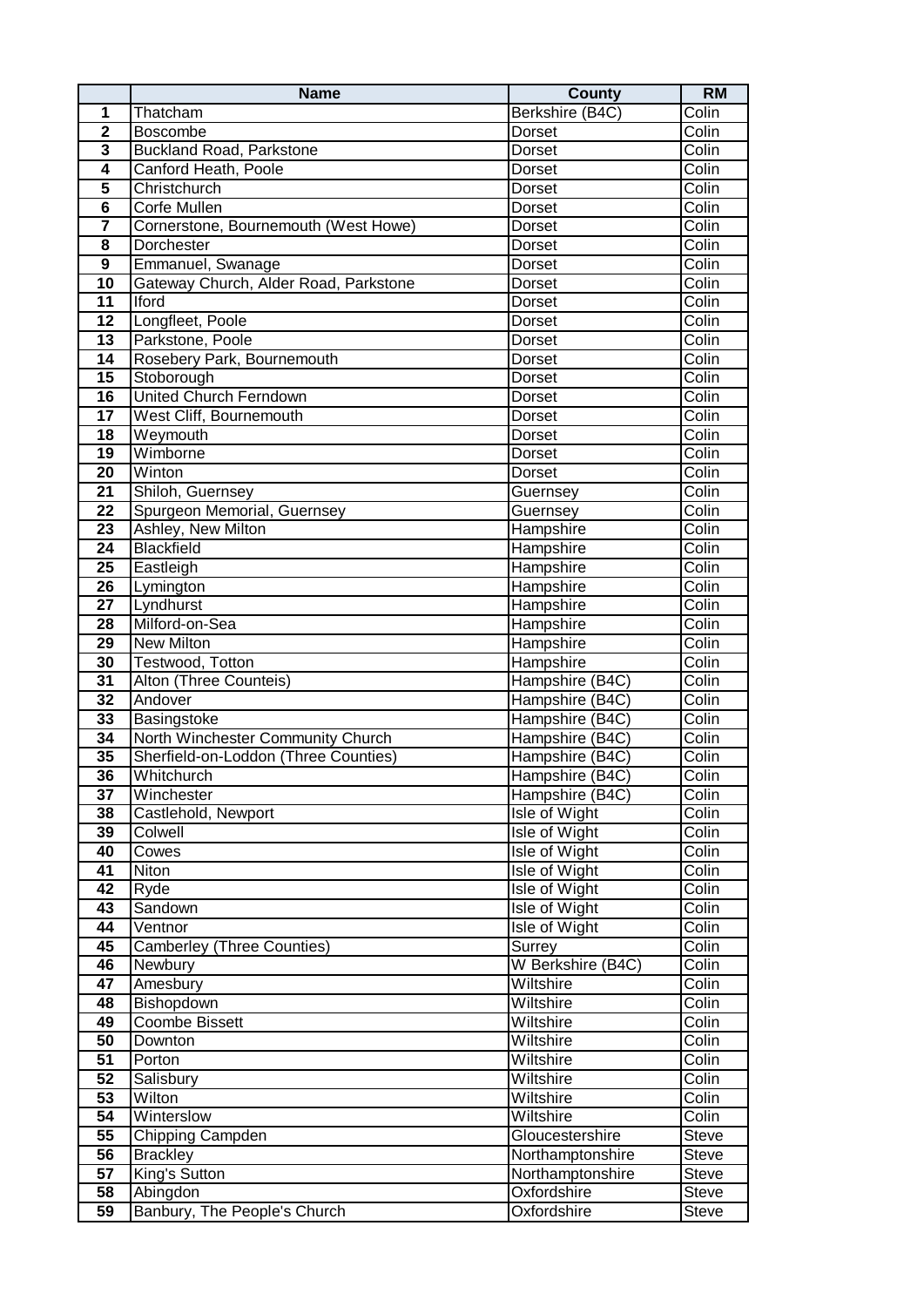| | Name | County | RM |
|---|---|---|---|
| 1 | Thatcham | Berkshire (B4C) | Colin |
| 2 | Boscombe | Dorset | Colin |
| 3 | Buckland Road, Parkstone | Dorset | Colin |
| 4 | Canford Heath, Poole | Dorset | Colin |
| 5 | Christchurch | Dorset | Colin |
| 6 | Corfe Mullen | Dorset | Colin |
| 7 | Cornerstone, Bournemouth (West Howe) | Dorset | Colin |
| 8 | Dorchester | Dorset | Colin |
| 9 | Emmanuel, Swanage | Dorset | Colin |
| 10 | Gateway Church, Alder Road, Parkstone | Dorset | Colin |
| 11 | Iford | Dorset | Colin |
| 12 | Longfleet, Poole | Dorset | Colin |
| 13 | Parkstone, Poole | Dorset | Colin |
| 14 | Rosebery Park, Bournemouth | Dorset | Colin |
| 15 | Stoborough | Dorset | Colin |
| 16 | United Church Ferndown | Dorset | Colin |
| 17 | West Cliff, Bournemouth | Dorset | Colin |
| 18 | Weymouth | Dorset | Colin |
| 19 | Wimborne | Dorset | Colin |
| 20 | Winton | Dorset | Colin |
| 21 | Shiloh, Guernsey | Guernsey | Colin |
| 22 | Spurgeon Memorial, Guernsey | Guernsey | Colin |
| 23 | Ashley, New Milton | Hampshire | Colin |
| 24 | Blackfield | Hampshire | Colin |
| 25 | Eastleigh | Hampshire | Colin |
| 26 | Lymington | Hampshire | Colin |
| 27 | Lyndhurst | Hampshire | Colin |
| 28 | Milford-on-Sea | Hampshire | Colin |
| 29 | New Milton | Hampshire | Colin |
| 30 | Testwood, Totton | Hampshire | Colin |
| 31 | Alton (Three Counteis) | Hampshire (B4C) | Colin |
| 32 | Andover | Hampshire (B4C) | Colin |
| 33 | Basingstoke | Hampshire (B4C) | Colin |
| 34 | North Winchester Community Church | Hampshire (B4C) | Colin |
| 35 | Sherfield-on-Loddon (Three Counties) | Hampshire (B4C) | Colin |
| 36 | Whitchurch | Hampshire (B4C) | Colin |
| 37 | Winchester | Hampshire (B4C) | Colin |
| 38 | Castlehold, Newport | Isle of Wight | Colin |
| 39 | Colwell | Isle of Wight | Colin |
| 40 | Cowes | Isle of Wight | Colin |
| 41 | Niton | Isle of Wight | Colin |
| 42 | Ryde | Isle of Wight | Colin |
| 43 | Sandown | Isle of Wight | Colin |
| 44 | Ventnor | Isle of Wight | Colin |
| 45 | Camberley (Three Counties) | Surrey | Colin |
| 46 | Newbury | W Berkshire (B4C) | Colin |
| 47 | Amesbury | Wiltshire | Colin |
| 48 | Bishopdown | Wiltshire | Colin |
| 49 | Coombe Bissett | Wiltshire | Colin |
| 50 | Downton | Wiltshire | Colin |
| 51 | Porton | Wiltshire | Colin |
| 52 | Salisbury | Wiltshire | Colin |
| 53 | Wilton | Wiltshire | Colin |
| 54 | Winterslow | Wiltshire | Colin |
| 55 | Chipping Campden | Gloucestershire | Steve |
| 56 | Brackley | Northamptonshire | Steve |
| 57 | King's Sutton | Northamptonshire | Steve |
| 58 | Abingdon | Oxfordshire | Steve |
| 59 | Banbury, The People's Church | Oxfordshire | Steve |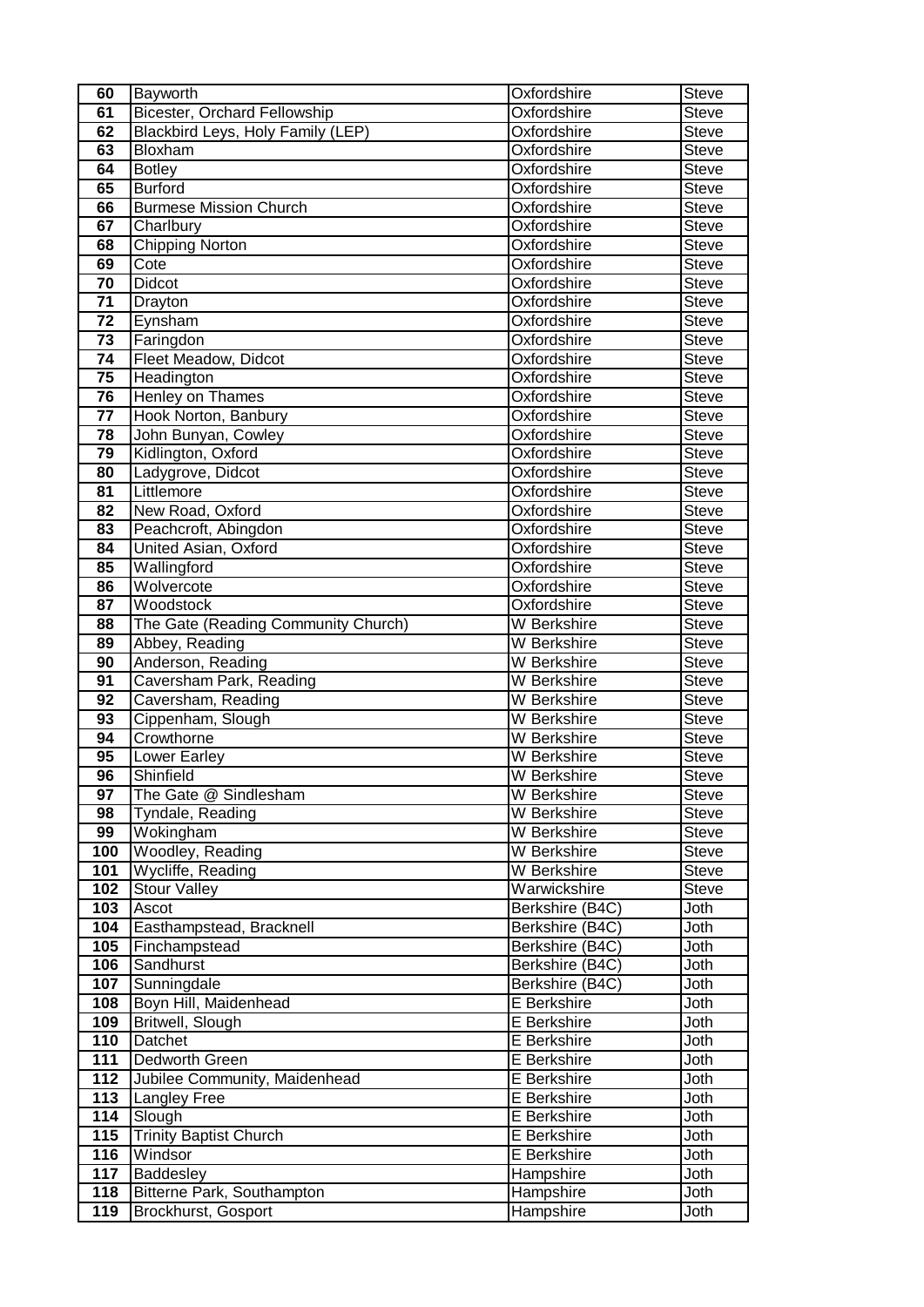| 60 | Bayworth | Oxfordshire | Steve |
|---|---|---|---|
| 61 | Bicester, Orchard Fellowship | Oxfordshire | Steve |
| 62 | Blackbird Leys, Holy Family (LEP) | Oxfordshire | Steve |
| 63 | Bloxham | Oxfordshire | Steve |
| 64 | Botley | Oxfordshire | Steve |
| 65 | Burford | Oxfordshire | Steve |
| 66 | Burmese Mission Church | Oxfordshire | Steve |
| 67 | Charlbury | Oxfordshire | Steve |
| 68 | Chipping Norton | Oxfordshire | Steve |
| 69 | Cote | Oxfordshire | Steve |
| 70 | Didcot | Oxfordshire | Steve |
| 71 | Drayton | Oxfordshire | Steve |
| 72 | Eynsham | Oxfordshire | Steve |
| 73 | Faringdon | Oxfordshire | Steve |
| 74 | Fleet Meadow, Didcot | Oxfordshire | Steve |
| 75 | Headington | Oxfordshire | Steve |
| 76 | Henley on Thames | Oxfordshire | Steve |
| 77 | Hook Norton, Banbury | Oxfordshire | Steve |
| 78 | John Bunyan, Cowley | Oxfordshire | Steve |
| 79 | Kidlington, Oxford | Oxfordshire | Steve |
| 80 | Ladygrove, Didcot | Oxfordshire | Steve |
| 81 | Littlemore | Oxfordshire | Steve |
| 82 | New Road, Oxford | Oxfordshire | Steve |
| 83 | Peachcroft, Abingdon | Oxfordshire | Steve |
| 84 | United Asian, Oxford | Oxfordshire | Steve |
| 85 | Wallingford | Oxfordshire | Steve |
| 86 | Wolvercote | Oxfordshire | Steve |
| 87 | Woodstock | Oxfordshire | Steve |
| 88 | The Gate (Reading Community Church) | W Berkshire | Steve |
| 89 | Abbey, Reading | W Berkshire | Steve |
| 90 | Anderson, Reading | W Berkshire | Steve |
| 91 | Caversham Park, Reading | W Berkshire | Steve |
| 92 | Caversham, Reading | W Berkshire | Steve |
| 93 | Cippenham, Slough | W Berkshire | Steve |
| 94 | Crowthorne | W Berkshire | Steve |
| 95 | Lower Earley | W Berkshire | Steve |
| 96 | Shinfield | W Berkshire | Steve |
| 97 | The Gate @ Sindlesham | W Berkshire | Steve |
| 98 | Tyndale, Reading | W Berkshire | Steve |
| 99 | Wokingham | W Berkshire | Steve |
| 100 | Woodley, Reading | W Berkshire | Steve |
| 101 | Wycliffe, Reading | W Berkshire | Steve |
| 102 | Stour Valley | Warwickshire | Steve |
| 103 | Ascot | Berkshire (B4C) | Joth |
| 104 | Easthampstead, Bracknell | Berkshire (B4C) | Joth |
| 105 | Finchampstead | Berkshire (B4C) | Joth |
| 106 | Sandhurst | Berkshire (B4C) | Joth |
| 107 | Sunningdale | Berkshire (B4C) | Joth |
| 108 | Boyn Hill, Maidenhead | E Berkshire | Joth |
| 109 | Britwell, Slough | E Berkshire | Joth |
| 110 | Datchet | E Berkshire | Joth |
| 111 | Dedworth Green | E Berkshire | Joth |
| 112 | Jubilee Community, Maidenhead | E Berkshire | Joth |
| 113 | Langley Free | E Berkshire | Joth |
| 114 | Slough | E Berkshire | Joth |
| 115 | Trinity Baptist Church | E Berkshire | Joth |
| 116 | Windsor | E Berkshire | Joth |
| 117 | Baddesley | Hampshire | Joth |
| 118 | Bitterne Park, Southampton | Hampshire | Joth |
| 119 | Brockhurst, Gosport | Hampshire | Joth |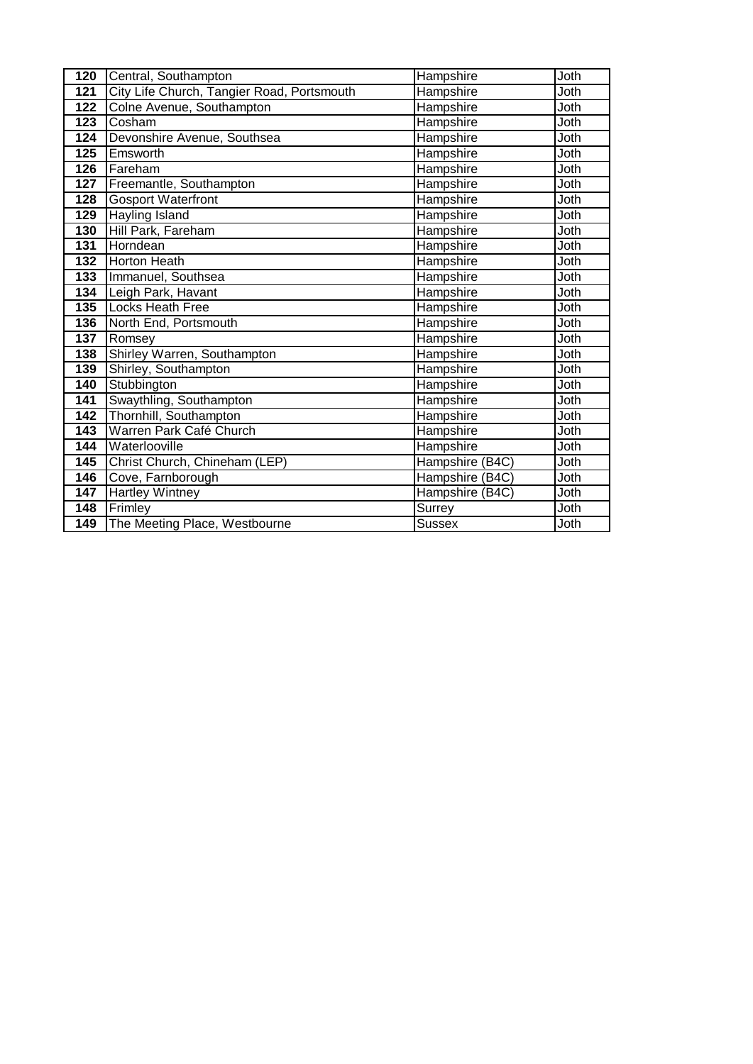| | | | |
|---|---|---|---|
| 120 | Central, Southampton | Hampshire | Joth |
| 121 | City Life Church, Tangier Road, Portsmouth | Hampshire | Joth |
| 122 | Colne Avenue, Southampton | Hampshire | Joth |
| 123 | Cosham | Hampshire | Joth |
| 124 | Devonshire Avenue, Southsea | Hampshire | Joth |
| 125 | Emsworth | Hampshire | Joth |
| 126 | Fareham | Hampshire | Joth |
| 127 | Freemantle, Southampton | Hampshire | Joth |
| 128 | Gosport Waterfront | Hampshire | Joth |
| 129 | Hayling Island | Hampshire | Joth |
| 130 | Hill Park, Fareham | Hampshire | Joth |
| 131 | Horndean | Hampshire | Joth |
| 132 | Horton Heath | Hampshire | Joth |
| 133 | Immanuel, Southsea | Hampshire | Joth |
| 134 | Leigh Park, Havant | Hampshire | Joth |
| 135 | Locks Heath Free | Hampshire | Joth |
| 136 | North End, Portsmouth | Hampshire | Joth |
| 137 | Romsey | Hampshire | Joth |
| 138 | Shirley Warren, Southampton | Hampshire | Joth |
| 139 | Shirley, Southampton | Hampshire | Joth |
| 140 | Stubbington | Hampshire | Joth |
| 141 | Swaythling, Southampton | Hampshire | Joth |
| 142 | Thornhill, Southampton | Hampshire | Joth |
| 143 | Warren Park Café Church | Hampshire | Joth |
| 144 | Waterlooville | Hampshire | Joth |
| 145 | Christ Church, Chineham (LEP) | Hampshire (B4C) | Joth |
| 146 | Cove, Farnborough | Hampshire (B4C) | Joth |
| 147 | Hartley Wintney | Hampshire (B4C) | Joth |
| 148 | Frimley | Surrey | Joth |
| 149 | The Meeting Place, Westbourne | Sussex | Joth |